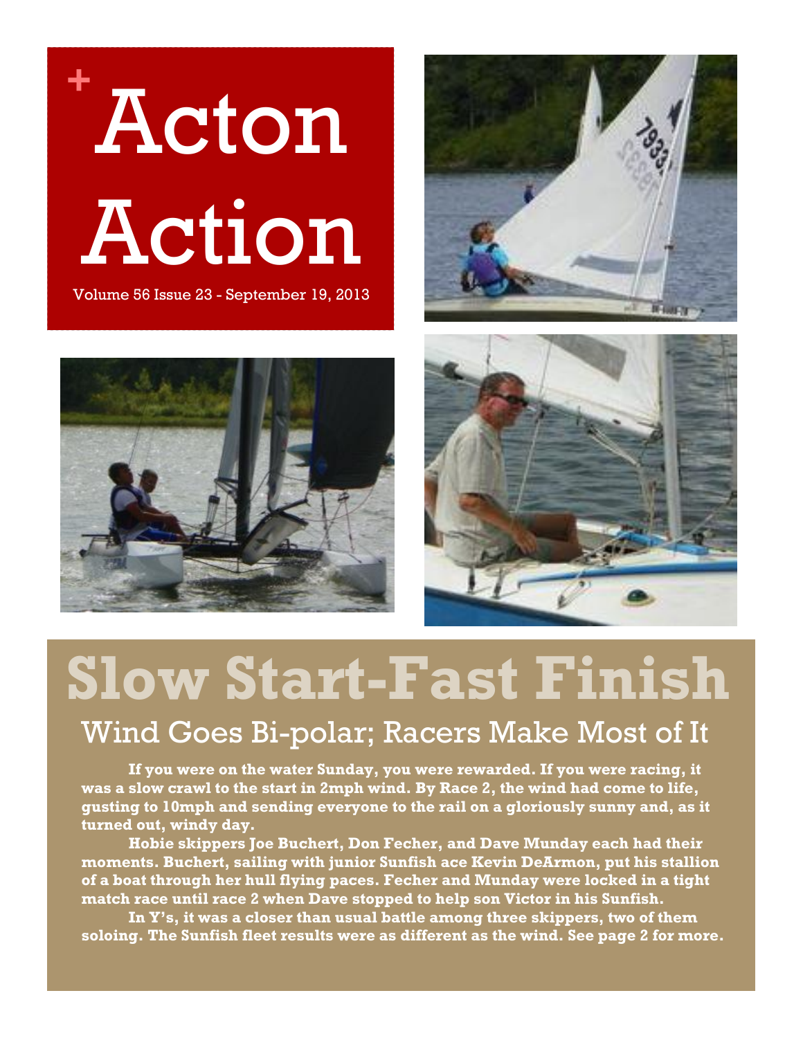# Acton Action

Volume 56 Issue 23 - September 19, 2013

# Slow Start-Fast Finish

## Wind Goes Bi-polar; Racers Make Most of It

**If you were on the water Sunday, you were rewarded. If you were racing, it was a slow crawl to the start in 2mph wind. By Race 2, the wind had come to life, gusting to 10mph and sending everyone to the rail on a gloriously sunny and, as it turned out, windy day.**

**Hobie skippers Joe Buchert, Don Fecher, and Dave Munday each had their moments. Buchert, sailing with junior Sunfish ace Kevin DeArmon, put his stallion of a boat through her hull flying paces. Fecher and Munday were locked in a tight match race until race 2 when Dave stopped to help son Victor in his Sunfish.**

**In Y's, it was a closer than usual battle among three skippers, two of them soloing. The Sunfish fleet results were as different as the wind. See page 2 for more.**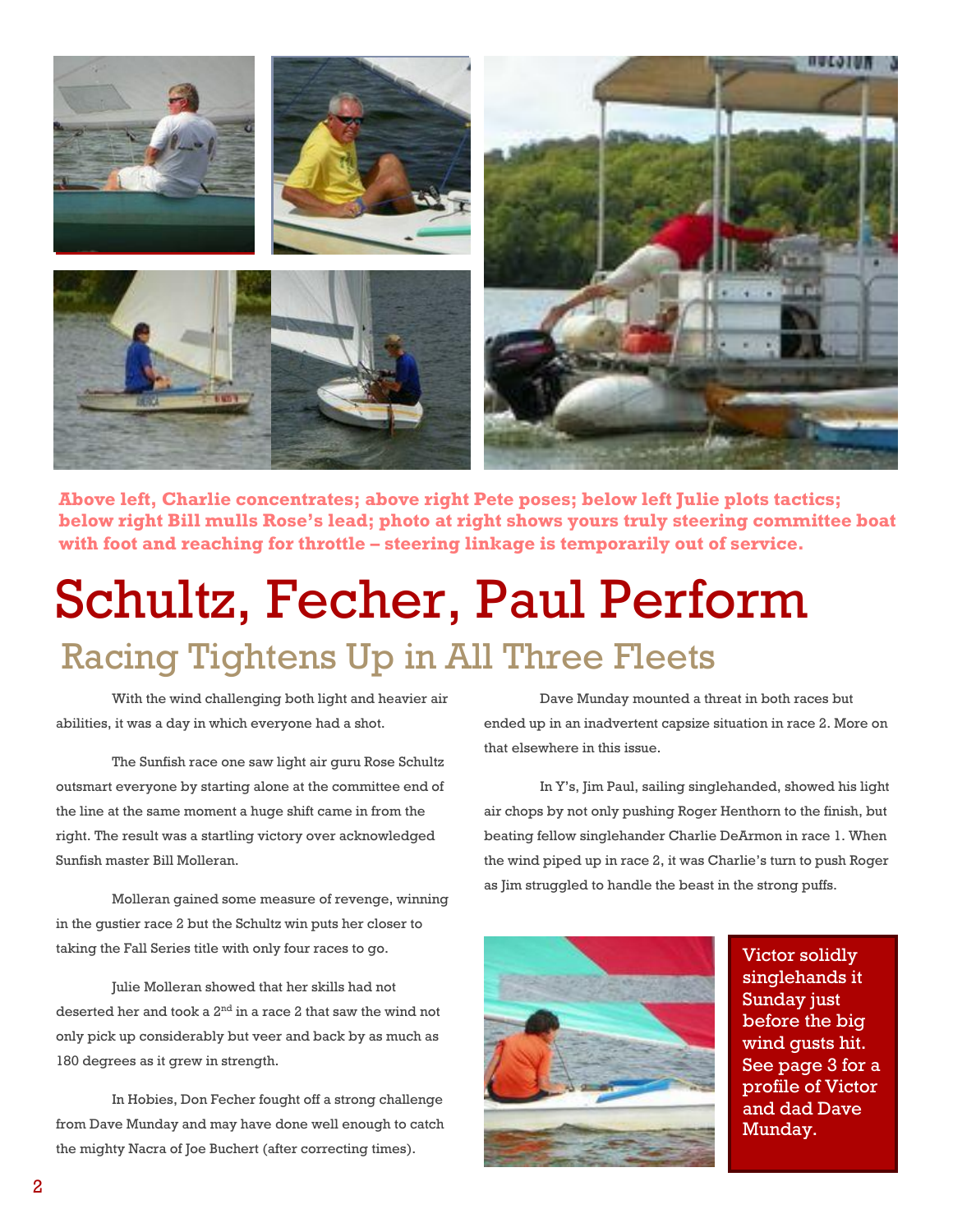**Above left, Charlie concentrates; above right Pete poses; below left Julie plots tactics; below right Bill mulls Rose's lead; photo at right shows yours truly steering committee boat with foot and reaching for throttle – steering linkage is temporarily out of service.**

# Schultz, Fecher, Paul Perform

## Racing Tightens Up in All Three Fleets

With the wind challenging both light and heavier air abilities, it was a day in which everyone had a shot.

The Sunfish race one saw light air guru Rose Schultz outsmart everyone by starting alone at the committee end of the line at the same moment a huge shift came in from the right. The result was a startling victory over acknowledged Sunfish master Bill Molleran.

Molleran gained some measure of revenge, winning in the gustier race 2 but the Schultz win puts her closer to taking the Fall Series title with only four races to go.

Julie Molleran showed that her skills had not deserted her and took a 2nd in a race 2 that saw the wind not only pick up considerably but veer and back by as much as 180 degrees as it grew in strength.

In Hobies, Don Fecher fought off a strong challenge from Dave Munday and may have done well enough to catch the mighty Nacra of Joe Buchert (after correcting times).

Dave Munday mounted a threat in both races but ended up in an inadvertent capsize situation in race 2. More on that elsewhere in this issue.

In Y's, Jim Paul, sailing singlehanded, showed his light air chops by not only pushing Roger Henthorn to the finish, but beating fellow singlehander Charlie DeArmon in race 1. When the wind piped up in race 2, it was Charlie's turn to push Roger as Jim struggled to handle the beast in the strong puffs.

Victor solidly singlehands it Sunday just before the big wind gusts hit. See page 3 for a profile of Victor and dad Dave Munday.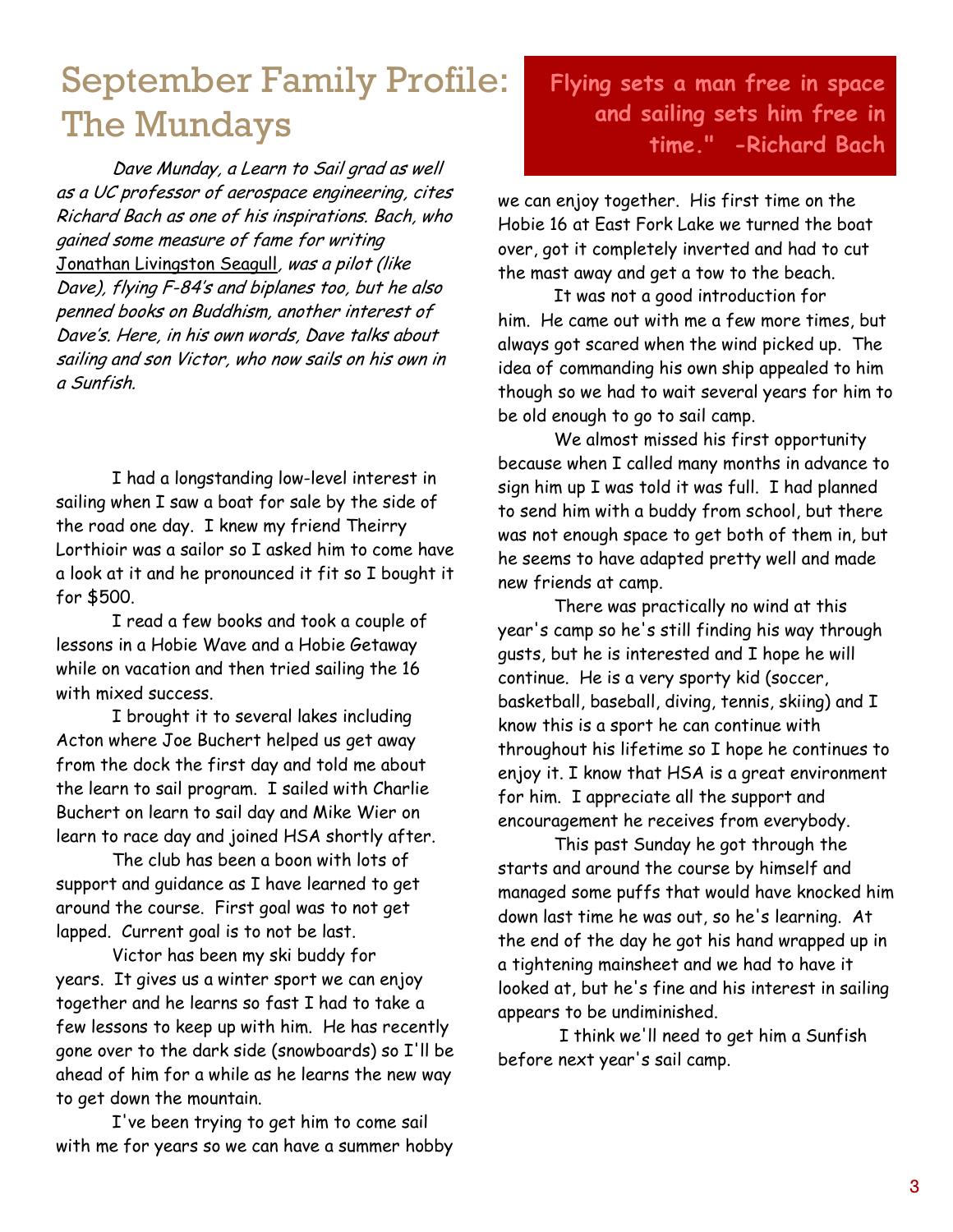# September Family Profile: The Mundays

**Flying sets a man free in space and sailing sets him free in time." -Richard Bach**

*Dave Munday, a Learn to Sail grad as well as a UC professor of aerospace engineering, cites Richard Bach as one of his inspirations. Bach, who gained some measure of fame for writing* <u>Jonathan Livingston Seagull</u>*, was a pilot (like Dave), flying F-84's and biplanes too, but he also penned books on Buddhism, another interest of Dave's. Here, in his own words, Dave talks about sailing and son Victor, who now sails on his own in a Sunfish.*

I had a longstanding low-level interest in sailing when I saw a boat for sale by the side of the road one day. I knew my friend Theirry Lorthioir was a sailor so I asked him to come have a look at it and he pronounced it fit so I bought it for $500.

I read a few books and took a couple of lessons in a Hobie Wave and a Hobie Getaway while on vacation and then tried sailing the 16 with mixed success.

I brought it to several lakes including Acton where Joe Buchert helped us get away from the dock the first day and told me about the learn to sail program. I sailed with Charlie Buchert on learn to sail day and Mike Wier on learn to race day and joined HSA shortly after.

The club has been a boon with lots of support and guidance as I have learned to get around the course. First goal was to not get lapped. Current goal is to not be last.

Victor has been my ski buddy for years. It gives us a winter sport we can enjoy together and he learns so fast I had to take a few lessons to keep up with him. He has recently gone over to the dark side (snowboards) so I'll be ahead of him for a while as he learns the new way to get down the mountain.

I've been trying to get him to come sail with me for years so we can have a summer hobby we can enjoy together. His first time on the Hobie 16 at East Fork Lake we turned the boat over, got it completely inverted and had to cut the mast away and get a tow to the beach.

It was not a good introduction for him. He came out with me a few more times, but always got scared when the wind picked up. The idea of commanding his own ship appealed to him though so we had to wait several years for him to be old enough to go to sail camp.

We almost missed his first opportunity because when I called many months in advance to sign him up I was told it was full. I had planned to send him with a buddy from school, but there was not enough space to get both of them in, but he seems to have adapted pretty well and made new friends at camp.

There was practically no wind at this year's camp so he's still finding his way through gusts, but he is interested and I hope he will continue. He is a very sporty kid (soccer, basketball, baseball, diving, tennis, skiing) and I know this is a sport he can continue with throughout his lifetime so I hope he continues to enjoy it. I know that HSA is a great environment for him. I appreciate all the support and encouragement he receives from everybody.

This past Sunday he got through the starts and around the course by himself and managed some puffs that would have knocked him down last time he was out, so he's learning. At the end of the day he got his hand wrapped up in a tightening mainsheet and we had to have it looked at, but he's fine and his interest in sailing appears to be undiminished.

I think we'll need to get him a Sunfish before next year's sail camp.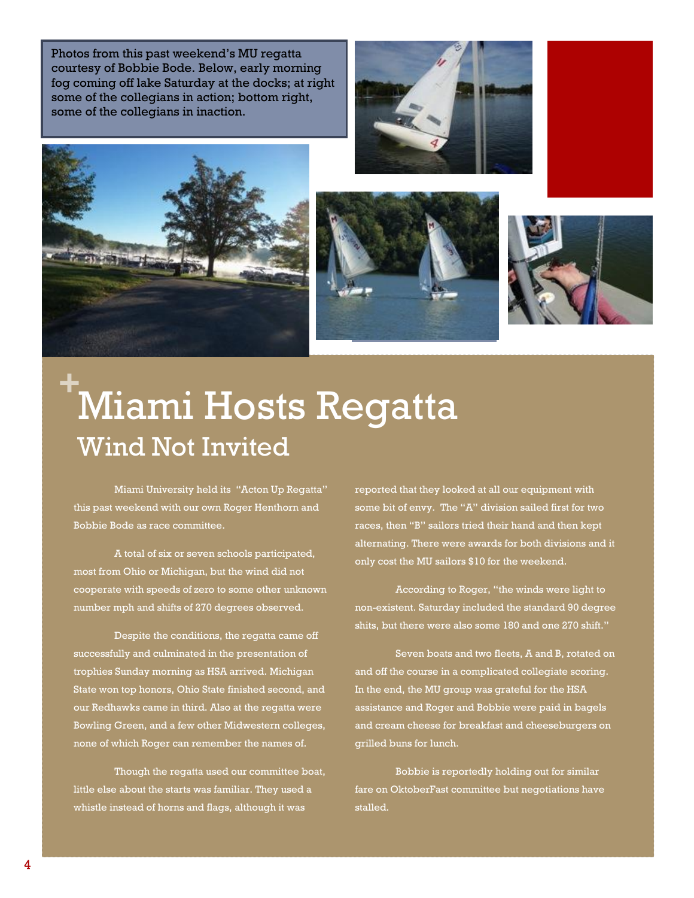Photos from this past weekend's MU regatta courtesy of Bobbie Bode. Below, early morning fog coming off lake Saturday at the docks; at right some of the collegians in action; bottom right, some of the collegians in inaction.

# Miami Hosts Regatta

## Wind Not Invited

Miami University held its "Acton Up Regatta" this past weekend with our own Roger Henthorn and Bobbie Bode as race committee.

A total of six or seven schools participated, most from Ohio or Michigan, but the wind did not cooperate with speeds of zero to some other unknown number mph and shifts of 270 degrees observed.

Despite the conditions, the regatta came off successfully and culminated in the presentation of trophies Sunday morning as HSA arrived. Michigan State won top honors, Ohio State finished second, and our Redhawks came in third. Also at the regatta were Bowling Green, and a few other Midwestern colleges, none of which Roger can remember the names of.

Though the regatta used our committee boat, little else about the starts was familiar. They used a whistle instead of horns and flags, although it was reported that they looked at all our equipment with some bit of envy. The "A" division sailed first for two races, then "B" sailors tried their hand and then kept alternating. There were awards for both divisions and it only cost the MU sailors $10 for the weekend.

According to Roger, "the winds were light to non-existent. Saturday included the standard 90 degree shits, but there were also some 180 and one 270 shift."

Seven boats and two fleets, A and B, rotated on and off the course in a complicated collegiate scoring. In the end, the MU group was grateful for the HSA assistance and Roger and Bobbie were paid in bagels and cream cheese for breakfast and cheeseburgers on grilled buns for lunch.

Bobbie is reportedly holding out for similar fare on OktoberFast committee but negotiations have stalled.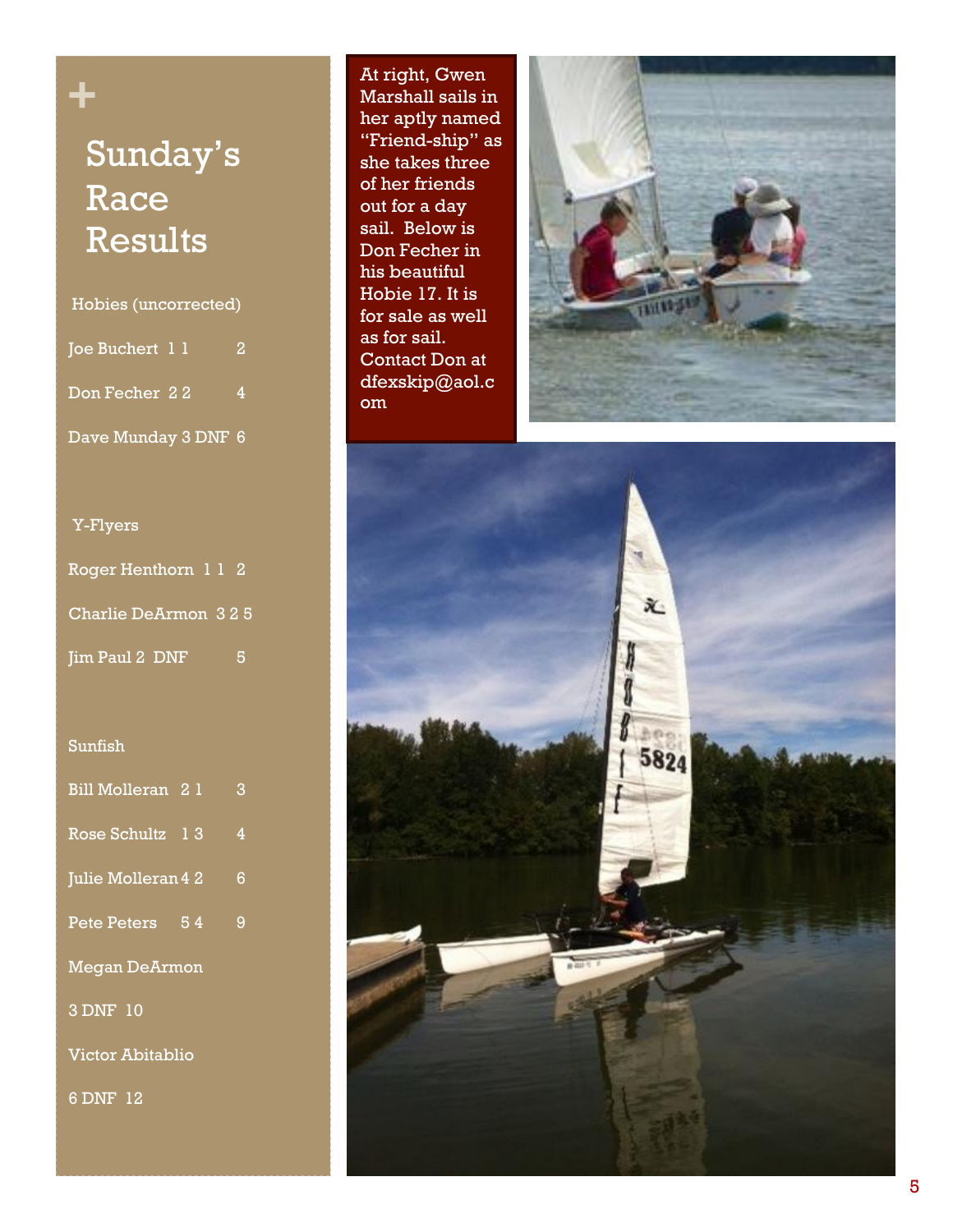# Sunday's Race Results

Hobies (uncorrected)

Joe Buchert 1 1 2

Don Fecher 2 2 4

Dave Munday 3 DNF 6

Y-Flyers

Roger Henthorn 1 1 2

Charlie DeArmon 3 2 5

Jim Paul 2 DNF 5

Sunfish

Bill Molleran 2 1 3

Rose Schultz 1 3 4

Julie Molleran 4 2 6

Pete Peters 5 4 9

Megan DeArmon

3 DNF 10

Victor Abitablio

6 DNF 12

At right, Gwen Marshall sails in her aptly named "Friend-ship" as she takes three of her friends out for a day sail. Below is Don Fecher in his beautiful Hobie 17. It is for sale as well as for sail. Contact Don at dfexskip@aol.com